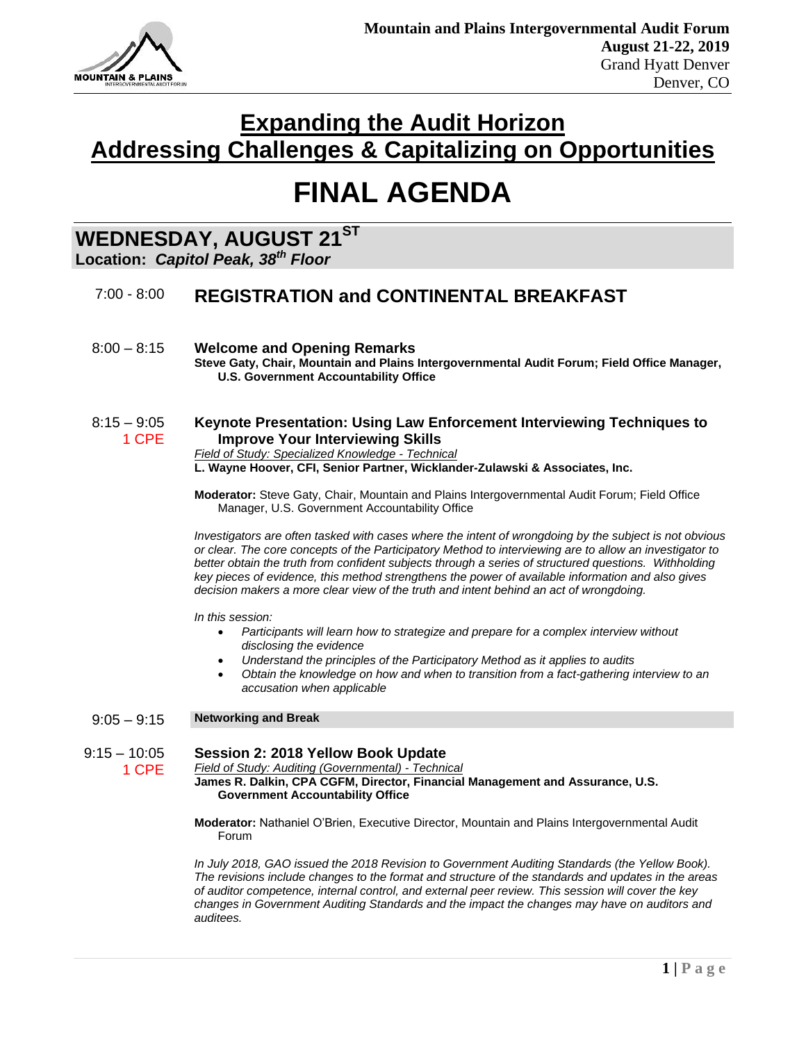**Mountain and Plains Intergovernmental Audit Forum**
**August 21-22, 2019**
Grand Hyatt Denver
Denver, CO

# Expanding the Audit Horizon
# Addressing Challenges & Capitalizing on Opportunities

# FINAL AGENDA

## WEDNESDAY, AUGUST 21ST

**Location:** ***Capitol Peak, 38th Floor***

**7:00 - 8:00** **REGISTRATION and CONTINENTAL BREAKFAST**

**8:00 – 8:15** **Welcome and Opening Remarks**
**Steve Gaty, Chair, Mountain and Plains Intergovernmental Audit Forum; Field Office Manager, U.S. Government Accountability Office**

**8:15 – 9:05**
1 CPE

**Keynote Presentation: Using Law Enforcement Interviewing Techniques to Improve Your Interviewing Skills**
*Field of Study: Specialized Knowledge - Technical*
**L. Wayne Hoover, CFI, Senior Partner, Wicklander-Zulawski & Associates, Inc.**

**Moderator:** Steve Gaty, Chair, Mountain and Plains Intergovernmental Audit Forum; Field Office Manager, U.S. Government Accountability Office

*Investigators are often tasked with cases where the intent of wrongdoing by the subject is not obvious or clear. The core concepts of the Participatory Method to interviewing are to allow an investigator to better obtain the truth from confident subjects through a series of structured questions. Withholding key pieces of evidence, this method strengthens the power of available information and also gives decision makers a more clear view of the truth and intent behind an act of wrongdoing.*

*In this session:*

- *Participants will learn how to strategize and prepare for a complex interview without disclosing the evidence*
- *Understand the principles of the Participatory Method as it applies to audits*
- *Obtain the knowledge on how and when to transition from a fact-gathering interview to an accusation when applicable*

**9:05 – 9:15** **Networking and Break**

**9:15 – 10:05**
1 CPE

**Session 2: 2018 Yellow Book Update**
*Field of Study: Auditing (Governmental) - Technical*
**James R. Dalkin, CPA CGFM, Director, Financial Management and Assurance, U.S. Government Accountability Office**

**Moderator:** Nathaniel O'Brien, Executive Director, Mountain and Plains Intergovernmental Audit Forum

*In July 2018, GAO issued the 2018 Revision to Government Auditing Standards (the Yellow Book). The revisions include changes to the format and structure of the standards and updates in the areas of auditor competence, internal control, and external peer review. This session will cover the key changes in Government Auditing Standards and the impact the changes may have on auditors and auditees.*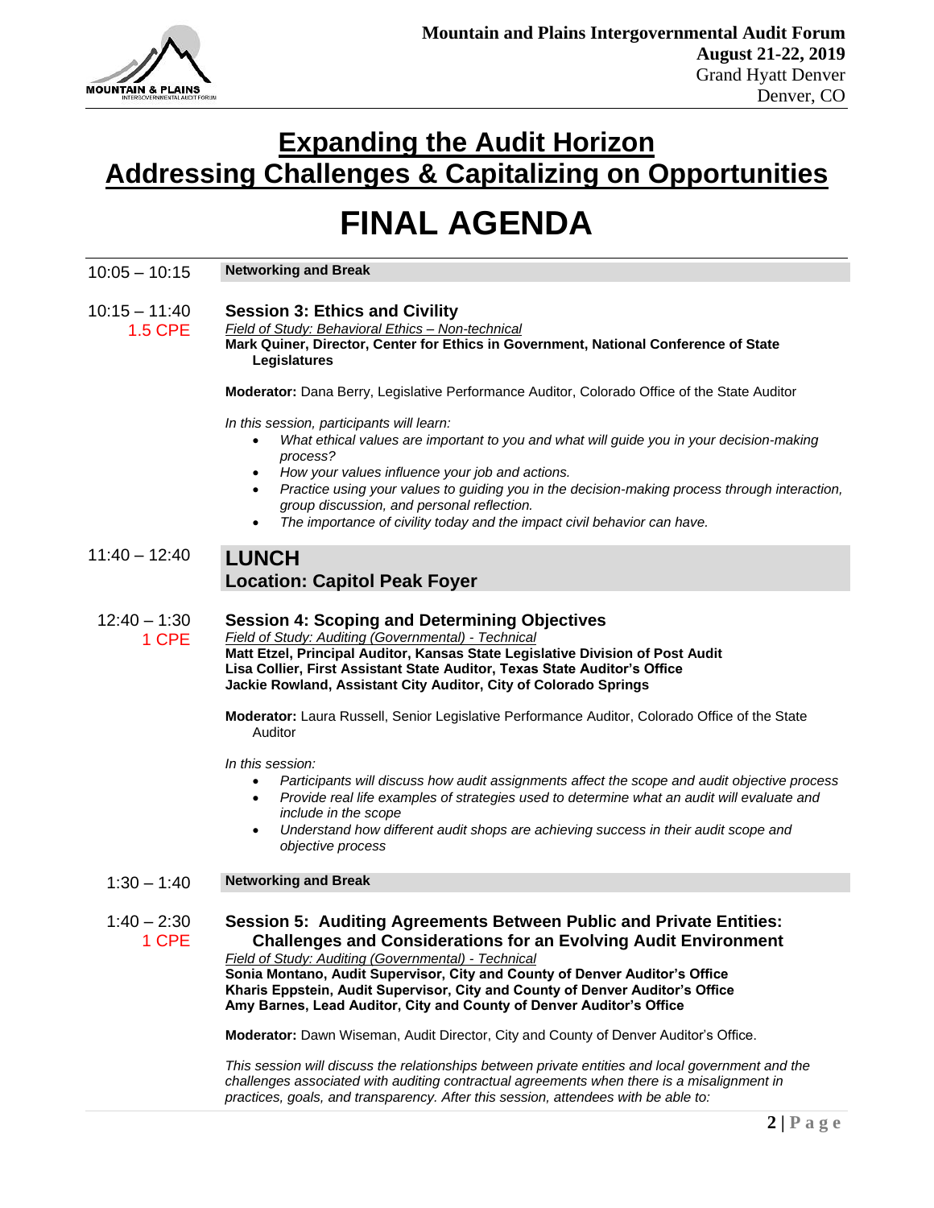# Expanding the Audit Horizon
# Addressing Challenges & Capitalizing on Opportunities

# FINAL AGENDA

**10:05 – 10:15** — **Networking and Break**

---

**10:15 – 11:40**
1.5 CPE

### Session 3: Ethics and Civility

*Field of Study: Behavioral Ethics – Non-technical*

**Mark Quiner, Director, Center for Ethics in Government, National Conference of State Legislatures**

**Moderator:** Dana Berry, Legislative Performance Auditor, Colorado Office of the State Auditor

*In this session, participants will learn:*

- *What ethical values are important to you and what will guide you in your decision-making process?*
- *How your values influence your job and actions.*
- *Practice using your values to guiding you in the decision-making process through interaction, group discussion, and personal reflection.*
- *The importance of civility today and the impact civil behavior can have.*

---

**11:40 – 12:40**

### LUNCH
### Location: Capitol Peak Foyer

---

**12:40 – 1:30**
1 CPE

### Session 4: Scoping and Determining Objectives

*Field of Study: Auditing (Governmental) - Technical*

**Matt Etzel, Principal Auditor, Kansas State Legislative Division of Post Audit**
**Lisa Collier, First Assistant State Auditor, Texas State Auditor's Office**
**Jackie Rowland, Assistant City Auditor, City of Colorado Springs**

**Moderator:** Laura Russell, Senior Legislative Performance Auditor, Colorado Office of the State Auditor

*In this session:*

- *Participants will discuss how audit assignments affect the scope and audit objective process*
- *Provide real life examples of strategies used to determine what an audit will evaluate and include in the scope*
- *Understand how different audit shops are achieving success in their audit scope and objective process*

---

**1:30 – 1:40** — **Networking and Break**

---

**1:40 – 2:30**
1 CPE

### Session 5: Auditing Agreements Between Public and Private Entities: Challenges and Considerations for an Evolving Audit Environment

*Field of Study: Auditing (Governmental) - Technical*

**Sonia Montano, Audit Supervisor, City and County of Denver Auditor's Office**
**Kharis Eppstein, Audit Supervisor, City and County of Denver Auditor's Office**
**Amy Barnes, Lead Auditor, City and County of Denver Auditor's Office**

**Moderator:** Dawn Wiseman, Audit Director, City and County of Denver Auditor's Office.

*This session will discuss the relationships between private entities and local government and the challenges associated with auditing contractual agreements when there is a misalignment in practices, goals, and transparency. After this session, attendees with be able to:*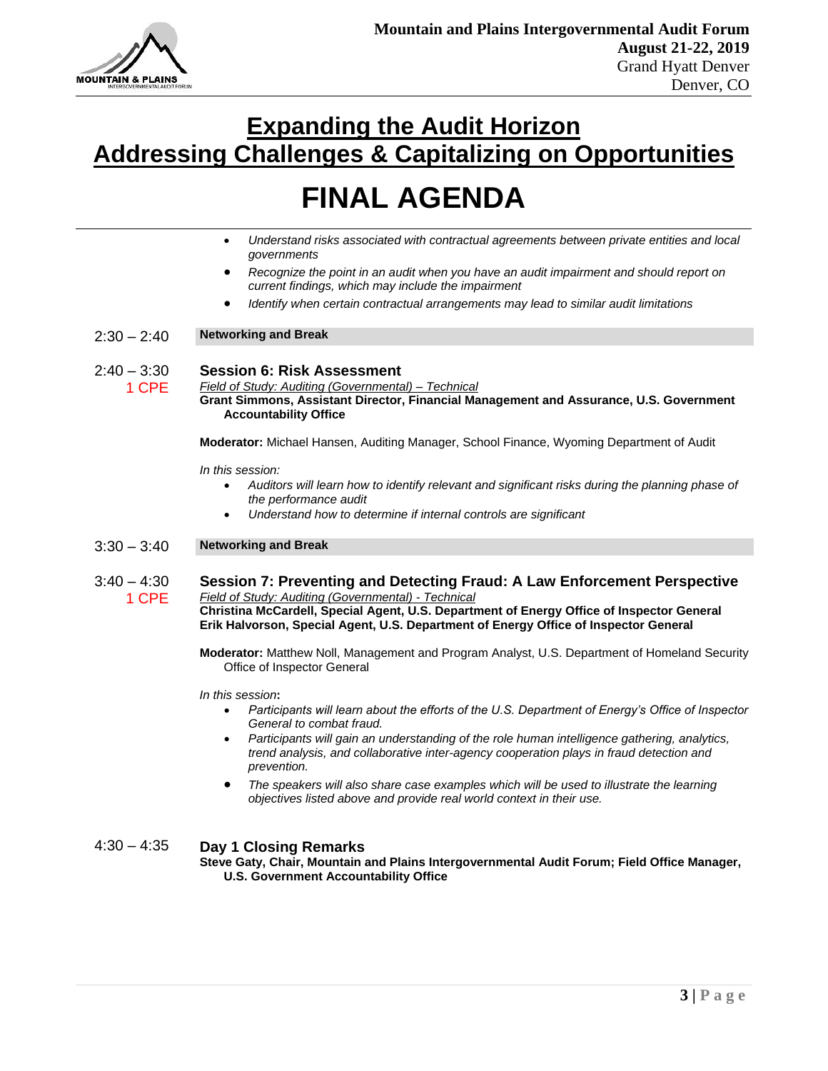# Expanding the Audit Horizon

# Addressing Challenges & Capitalizing on Opportunities

# FINAL AGENDA

- *Understand risks associated with contractual agreements between private entities and local governments*
- *Recognize the point in an audit when you have an audit impairment and should report on current findings, which may include the impairment*
- *Identify when certain contractual arrangements may lead to similar audit limitations*

**2:30 – 2:40** — **Networking and Break**

**2:40 – 3:30**
1 CPE

### Session 6: Risk Assessment

*Field of Study: Auditing (Governmental) – Technical*

**Grant Simmons, Assistant Director, Financial Management and Assurance, U.S. Government Accountability Office**

**Moderator:** Michael Hansen, Auditing Manager, School Finance, Wyoming Department of Audit

*In this session:*

- *Auditors will learn how to identify relevant and significant risks during the planning phase of the performance audit*
- *Understand how to determine if internal controls are significant*

**3:30 – 3:40** — **Networking and Break**

**3:40 – 4:30**
1 CPE

### Session 7: Preventing and Detecting Fraud: A Law Enforcement Perspective

*Field of Study: Auditing (Governmental) - Technical*

**Christina McCardell, Special Agent, U.S. Department of Energy Office of Inspector General**
**Erik Halvorson, Special Agent, U.S. Department of Energy Office of Inspector General**

**Moderator:** Matthew Noll, Management and Program Analyst, U.S. Department of Homeland Security Office of Inspector General

*In this session*:

- *Participants will learn about the efforts of the U.S. Department of Energy's Office of Inspector General to combat fraud.*
- *Participants will gain an understanding of the role human intelligence gathering, analytics, trend analysis, and collaborative inter-agency cooperation plays in fraud detection and prevention.*
- *The speakers will also share case examples which will be used to illustrate the learning objectives listed above and provide real world context in their use.*

**4:30 – 4:35**

### Day 1 Closing Remarks

**Steve Gaty, Chair, Mountain and Plains Intergovernmental Audit Forum; Field Office Manager, U.S. Government Accountability Office**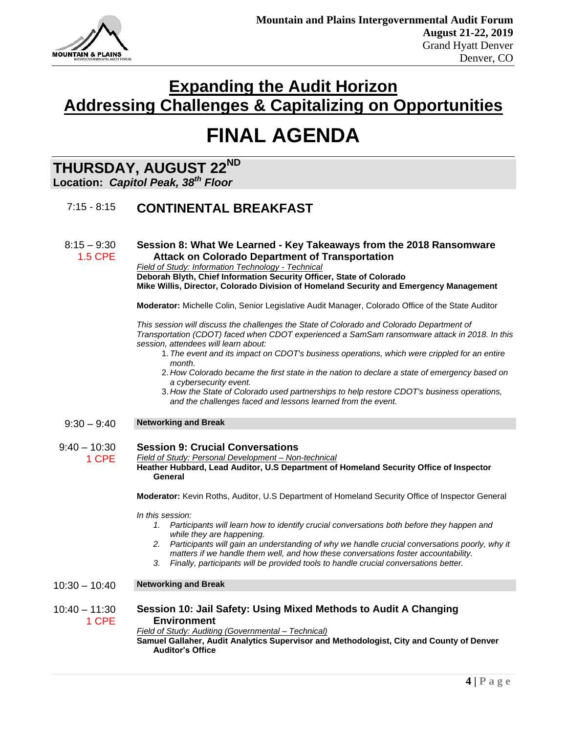# Expanding the Audit Horizon
## Addressing Challenges & Capitalizing on Opportunities

# FINAL AGENDA

## THURSDAY, AUGUST 22ND
**Location:** ***Capitol Peak, 38th Floor***

7:15 - 8:15 **CONTINENTAL BREAKFAST**

8:15 – 9:30
1.5 CPE

### Session 8: What We Learned - Key Takeaways from the 2018 Ransomware Attack on Colorado Department of Transportation

*Field of Study: Information Technology - Technical*

**Deborah Blyth, Chief Information Security Officer, State of Colorado**
**Mike Willis, Director, Colorado Division of Homeland Security and Emergency Management**

**Moderator:** Michelle Colin, Senior Legislative Audit Manager, Colorado Office of the State Auditor

*This session will discuss the challenges the State of Colorado and Colorado Department of Transportation (CDOT) faced when CDOT experienced a SamSam ransomware attack in 2018. In this session, attendees will learn about:*

1. *The event and its impact on CDOT's business operations, which were crippled for an entire month.*
2. *How Colorado became the first state in the nation to declare a state of emergency based on a cybersecurity event.*
3. *How the State of Colorado used partnerships to help restore CDOT's business operations, and the challenges faced and lessons learned from the event.*

9:30 – 9:40 **Networking and Break**

9:40 – 10:30
1 CPE

### Session 9: Crucial Conversations

*Field of Study: Personal Development – Non-technical*

**Heather Hubbard, Lead Auditor, U.S Department of Homeland Security Office of Inspector General**

**Moderator:** Kevin Roths, Auditor, U.S Department of Homeland Security Office of Inspector General

*In this session:*

1. *Participants will learn how to identify crucial conversations both before they happen and while they are happening.*
2. *Participants will gain an understanding of why we handle crucial conversations poorly, why it matters if we handle them well, and how these conversations foster accountability.*
3. *Finally, participants will be provided tools to handle crucial conversations better.*

10:30 – 10:40 **Networking and Break**

10:40 – 11:30
1 CPE

### Session 10: Jail Safety: Using Mixed Methods to Audit A Changing Environment

*Field of Study: Auditing (Governmental – Technical)*

**Samuel Gallaher, Audit Analytics Supervisor and Methodologist, City and County of Denver Auditor's Office**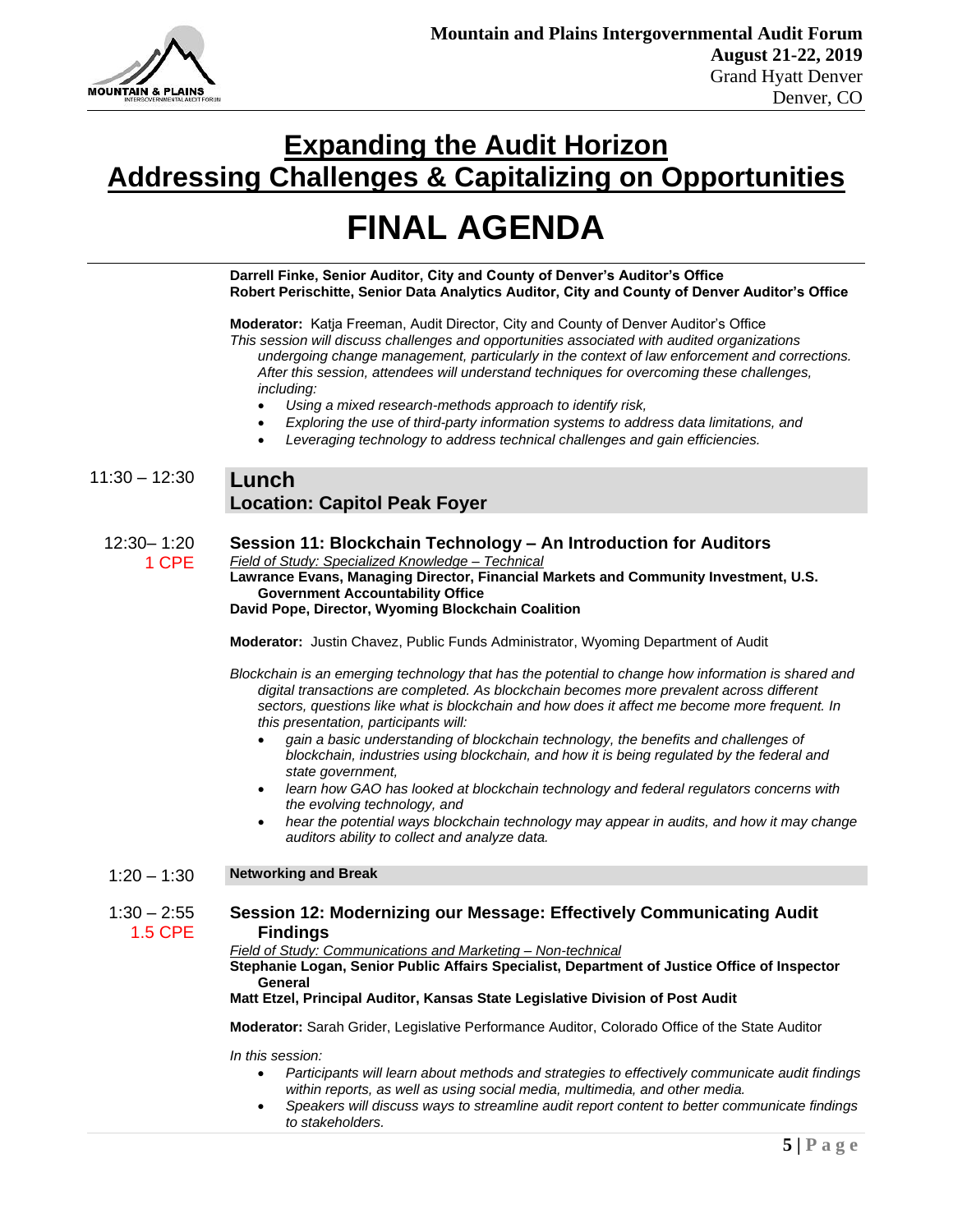# Expanding the Audit Horizon

## Addressing Challenges & Capitalizing on Opportunities

# FINAL AGENDA

**Darrell Finke, Senior Auditor, City and County of Denver's Auditor's Office**
**Robert Perischitte, Senior Data Analytics Auditor, City and County of Denver Auditor's Office**

**Moderator:** Katja Freeman, Audit Director, City and County of Denver Auditor's Office

*This session will discuss challenges and opportunities associated with audited organizations undergoing change management, particularly in the context of law enforcement and corrections. After this session, attendees will understand techniques for overcoming these challenges, including:*

- *Using a mixed research-methods approach to identify risk,*
- *Exploring the use of third-party information systems to address data limitations, and*
- *Leveraging technology to address technical challenges and gain efficiencies.*

**11:30 – 12:30**

## Lunch
## Location: Capitol Peak Foyer

**12:30– 1:20**
1 CPE

### Session 11: Blockchain Technology – An Introduction for Auditors

*Field of Study: Specialized Knowledge – Technical*

**Lawrance Evans, Managing Director, Financial Markets and Community Investment, U.S. Government Accountability Office**
**David Pope, Director, Wyoming Blockchain Coalition**

**Moderator:** Justin Chavez, Public Funds Administrator, Wyoming Department of Audit

*Blockchain is an emerging technology that has the potential to change how information is shared and digital transactions are completed. As blockchain becomes more prevalent across different sectors, questions like what is blockchain and how does it affect me become more frequent. In this presentation, participants will:*

- *gain a basic understanding of blockchain technology, the benefits and challenges of blockchain, industries using blockchain, and how it is being regulated by the federal and state government,*
- *learn how GAO has looked at blockchain technology and federal regulators concerns with the evolving technology, and*
- *hear the potential ways blockchain technology may appear in audits, and how it may change auditors ability to collect and analyze data.*

**1:20 – 1:30**

**Networking and Break**

**1:30 – 2:55**
1.5 CPE

### Session 12: Modernizing our Message: Effectively Communicating Audit Findings

*Field of Study: Communications and Marketing – Non-technical*

**Stephanie Logan, Senior Public Affairs Specialist, Department of Justice Office of Inspector General**
**Matt Etzel, Principal Auditor, Kansas State Legislative Division of Post Audit**

**Moderator:** Sarah Grider, Legislative Performance Auditor, Colorado Office of the State Auditor

*In this session:*

- *Participants will learn about methods and strategies to effectively communicate audit findings within reports, as well as using social media, multimedia, and other media.*
- *Speakers will discuss ways to streamline audit report content to better communicate findings to stakeholders.*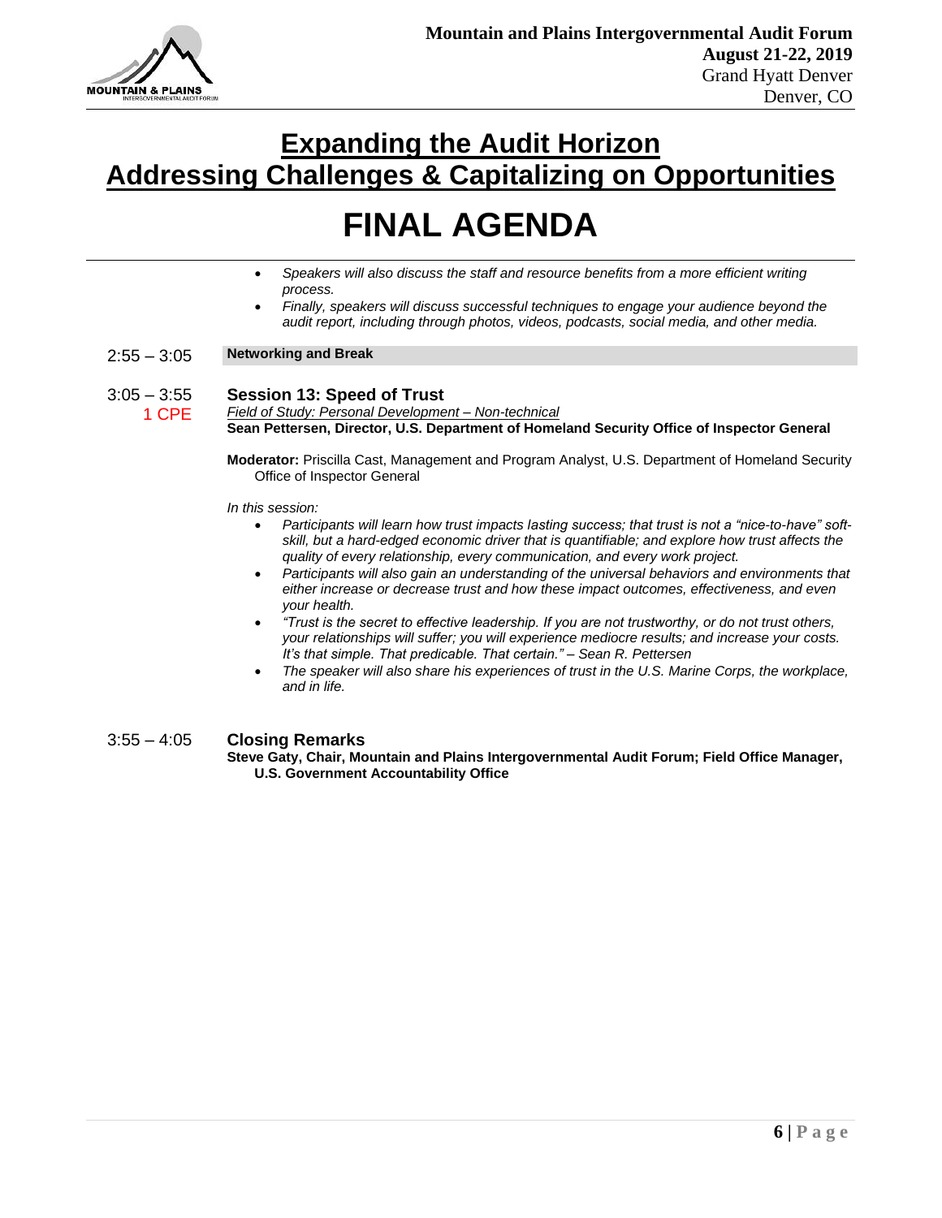# Expanding the Audit Horizon
# Addressing Challenges & Capitalizing on Opportunities

# FINAL AGENDA

- *Speakers will also discuss the staff and resource benefits from a more efficient writing process.*
- *Finally, speakers will discuss successful techniques to engage your audience beyond the audit report, including through photos, videos, podcasts, social media, and other media.*

2:55 – 3:05 **Networking and Break**

3:05 – 3:55
1 CPE

### Session 13: Speed of Trust

*Field of Study: Personal Development – Non-technical*

**Sean Pettersen, Director, U.S. Department of Homeland Security Office of Inspector General**

**Moderator:** Priscilla Cast, Management and Program Analyst, U.S. Department of Homeland Security Office of Inspector General

*In this session:*

- *Participants will learn how trust impacts lasting success; that trust is not a "nice-to-have" soft-skill, but a hard-edged economic driver that is quantifiable; and explore how trust affects the quality of every relationship, every communication, and every work project.*
- *Participants will also gain an understanding of the universal behaviors and environments that either increase or decrease trust and how these impact outcomes, effectiveness, and even your health.*
- *"Trust is the secret to effective leadership. If you are not trustworthy, or do not trust others, your relationships will suffer; you will experience mediocre results; and increase your costs. It's that simple. That predicable. That certain." – Sean R. Pettersen*
- *The speaker will also share his experiences of trust in the U.S. Marine Corps, the workplace, and in life.*

3:55 – 4:05

### Closing Remarks

**Steve Gaty, Chair, Mountain and Plains Intergovernmental Audit Forum; Field Office Manager, U.S. Government Accountability Office**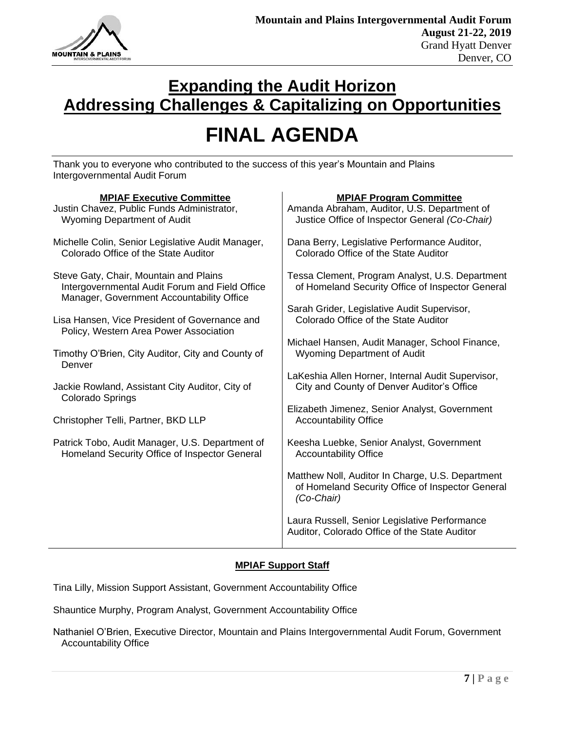# Expanding the Audit Horizon

# Addressing Challenges & Capitalizing on Opportunities

# FINAL AGENDA

Thank you to everyone who contributed to the success of this year's Mountain and Plains Intergovernmental Audit Forum

**MPIAF Executive Committee**

Justin Chavez, Public Funds Administrator, Wyoming Department of Audit

Michelle Colin, Senior Legislative Audit Manager, Colorado Office of the State Auditor

Steve Gaty, Chair, Mountain and Plains Intergovernmental Audit Forum and Field Office Manager, Government Accountability Office

Lisa Hansen, Vice President of Governance and Policy, Western Area Power Association

Timothy O'Brien, City Auditor, City and County of Denver

Jackie Rowland, Assistant City Auditor, City of Colorado Springs

Christopher Telli, Partner, BKD LLP

Patrick Tobo, Audit Manager, U.S. Department of Homeland Security Office of Inspector General

**MPIAF Program Committee**

Amanda Abraham, Auditor, U.S. Department of Justice Office of Inspector General *(Co-Chair)*

Dana Berry, Legislative Performance Auditor, Colorado Office of the State Auditor

Tessa Clement, Program Analyst, U.S. Department of Homeland Security Office of Inspector General

Sarah Grider, Legislative Audit Supervisor, Colorado Office of the State Auditor

Michael Hansen, Audit Manager, School Finance, Wyoming Department of Audit

LaKeshia Allen Horner, Internal Audit Supervisor, City and County of Denver Auditor's Office

Elizabeth Jimenez, Senior Analyst, Government Accountability Office

Keesha Luebke, Senior Analyst, Government Accountability Office

Matthew Noll, Auditor In Charge, U.S. Department of Homeland Security Office of Inspector General *(Co-Chair)*

Laura Russell, Senior Legislative Performance Auditor, Colorado Office of the State Auditor

**MPIAF Support Staff**

Tina Lilly, Mission Support Assistant, Government Accountability Office

Shauntice Murphy, Program Analyst, Government Accountability Office

Nathaniel O'Brien, Executive Director, Mountain and Plains Intergovernmental Audit Forum, Government Accountability Office